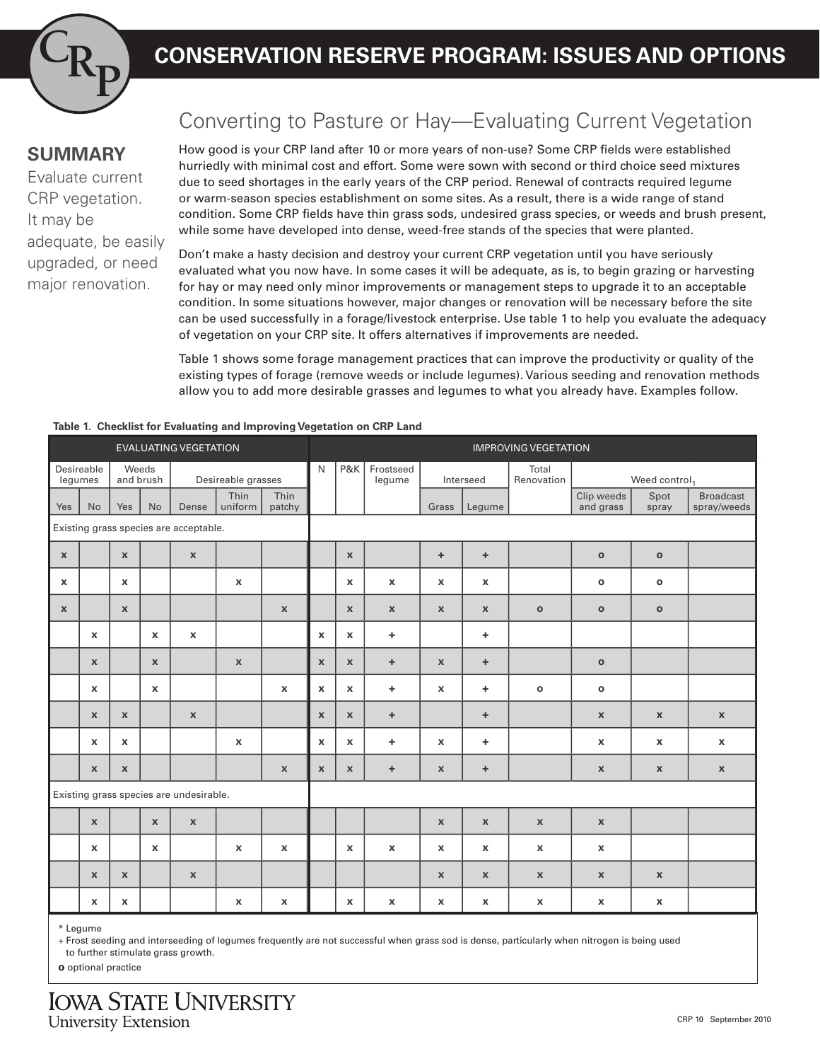# CONSERVATION RESERVE PROGRAM: ISSUES AND OPTIONS

## Converting to Pasture or Hay—Evaluating Current Vegetation

**SUMMARY**

Evaluate current CRP vegetation. It may be adequate, be easily upgraded, or need major renovation.

How good is your CRP land after 10 or more years of non-use? Some CRP fields were established hurriedly with minimal cost and effort. Some were sown with second or third choice seed mixtures due to seed shortages in the early years of the CRP period. Renewal of contracts required legume or warm-season species establishment on some sites. As a result, there is a wide range of stand condition. Some CRP fields have thin grass sods, undesired grass species, or weeds and brush present, while some have developed into dense, weed-free stands of the species that were planted.

Don't make a hasty decision and destroy your current CRP vegetation until you have seriously evaluated what you now have. In some cases it will be adequate, as is, to begin grazing or harvesting for hay or may need only minor improvements or management steps to upgrade it to an acceptable condition. In some situations however, major changes or renovation will be necessary before the site can be used successfully in a forage/livestock enterprise. Use table 1 to help you evaluate the adequacy of vegetation on your CRP site. It offers alternatives if improvements are needed.

Table 1 shows some forage management practices that can improve the productivity or quality of the existing types of forage (remove weeds or include legumes). Various seeding and renovation methods allow you to add more desirable grasses and legumes to what you already have. Examples follow.

**Table 1. Checklist for Evaluating and Improving Vegetation on CRP Land**

| EVALUATING VEGETATION | | | | | | | IMPROVING VEGETATION | | | | | | | | |
|---|---|---|---|---|---|---|---|---|---|---|---|---|---|---|---|
| Desireable legumes | | Weeds and brush | | Desireable grasses | | | N | P&K | Frostseed legume | Interseed | | Total Renovation | Weed control[1] | | |
| Yes | No | Yes | No | Dense | Thin uniform | Thin patchy | | | | Grass | Legume | | Clip weeds and grass | Spot spray | Broadcast spray/weeds |
| Existing grass species are acceptable. | | | | | | | | | | | | | | | |
| x | | x | | x | | | | x | | + | + | | o | o | |
| x | | x | | | x | | | x | x | x | x | | o | o | |
| x | | x | | | | x | | x | x | x | x | o | o | o | |
| | x | | x | x | | | x | x | + | | + | | | | |
| | x | | x | | x | | x | x | + | x | + | | o | | |
| | x | | x | | | x | x | x | + | x | + | o | o | | |
| | x | x | | x | | | x | x | + | | + | | x | x | x |
| | x | x | | | x | | x | x | + | x | + | | x | x | x |
| | x | x | | | | x | x | x | + | x | + | | x | x | x |
| Existing grass species are undesirable. | | | | | | | | | | | | | | | |
| | x | | x | x | | | | | | x | x | x | x | | |
| | x | | x | | x | x | | x | x | x | x | x | x | | |
| | x | x | | x | | | | | | x | x | x | x | x | |
| | x | x | | | x | x | | x | x | x | x | x | x | x | |

\* Legume

\+ Frost seeding and interseeding of legumes frequently are not successful when grass sod is dense, particularly when nitrogen is being used to further stimulate grass growth.

**o** optional practice

IOWA STATE UNIVERSITY
University Extension

CRP 10 September 2010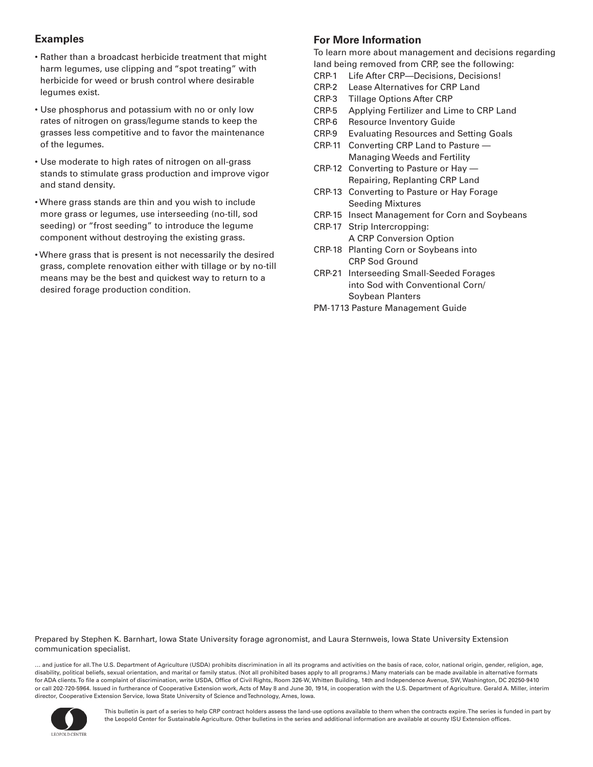## Examples

- Rather than a broadcast herbicide treatment that might harm legumes, use clipping and "spot treating" with herbicide for weed or brush control where desirable legumes exist.
- Use phosphorus and potassium with no or only low rates of nitrogen on grass/legume stands to keep the grasses less competitive and to favor the maintenance of the legumes.
- Use moderate to high rates of nitrogen on all-grass stands to stimulate grass production and improve vigor and stand density.
- Where grass stands are thin and you wish to include more grass or legumes, use interseeding (no-till, sod seeding) or "frost seeding" to introduce the legume component without destroying the existing grass.
- Where grass that is present is not necessarily the desired grass, complete renovation either with tillage or by no-till means may be the best and quickest way to return to a desired forage production condition.

## For More Information

To learn more about management and decisions regarding land being removed from CRP, see the following:

CRP-1 Life After CRP—Decisions, Decisions!
CRP-2 Lease Alternatives for CRP Land
CRP-3 Tillage Options After CRP
CRP-5 Applying Fertilizer and Lime to CRP Land
CRP-6 Resource Inventory Guide
CRP-9 Evaluating Resources and Setting Goals
CRP-11 Converting CRP Land to Pasture — Managing Weeds and Fertility
CRP-12 Converting to Pasture or Hay — Repairing, Replanting CRP Land
CRP-13 Converting to Pasture or Hay Forage Seeding Mixtures
CRP-15 Insect Management for Corn and Soybeans
CRP-17 Strip Intercropping: A CRP Conversion Option
CRP-18 Planting Corn or Soybeans into CRP Sod Ground
CRP-21 Interseeding Small-Seeded Forages into Sod with Conventional Corn/ Soybean Planters
PM-1713 Pasture Management Guide

Prepared by Stephen K. Barnhart, Iowa State University forage agronomist, and Laura Sternweis, Iowa State University Extension communication specialist.

... and justice for all. The U.S. Department of Agriculture (USDA) prohibits discrimination in all its programs and activities on the basis of race, color, national origin, gender, religion, age, disability, political beliefs, sexual orientation, and marital or family status. (Not all prohibited bases apply to all programs.) Many materials can be made available in alternative formats for ADA clients. To file a complaint of discrimination, write USDA, Office of Civil Rights, Room 326-W, Whitten Building, 14th and Independence Avenue, SW, Washington, DC 20250-9410 or call 202-720-5964. Issued in furtherance of Cooperative Extension work, Acts of May 8 and June 30, 1914, in cooperation with the U.S. Department of Agriculture. Gerald A. Miller, interim director, Cooperative Extension Service, Iowa State University of Science and Technology, Ames, Iowa.

LEOPOLD CENTER

This bulletin is part of a series to help CRP contract holders assess the land-use options available to them when the contracts expire. The series is funded in part by the Leopold Center for Sustainable Agriculture. Other bulletins in the series and additional information are available at county ISU Extension offices.